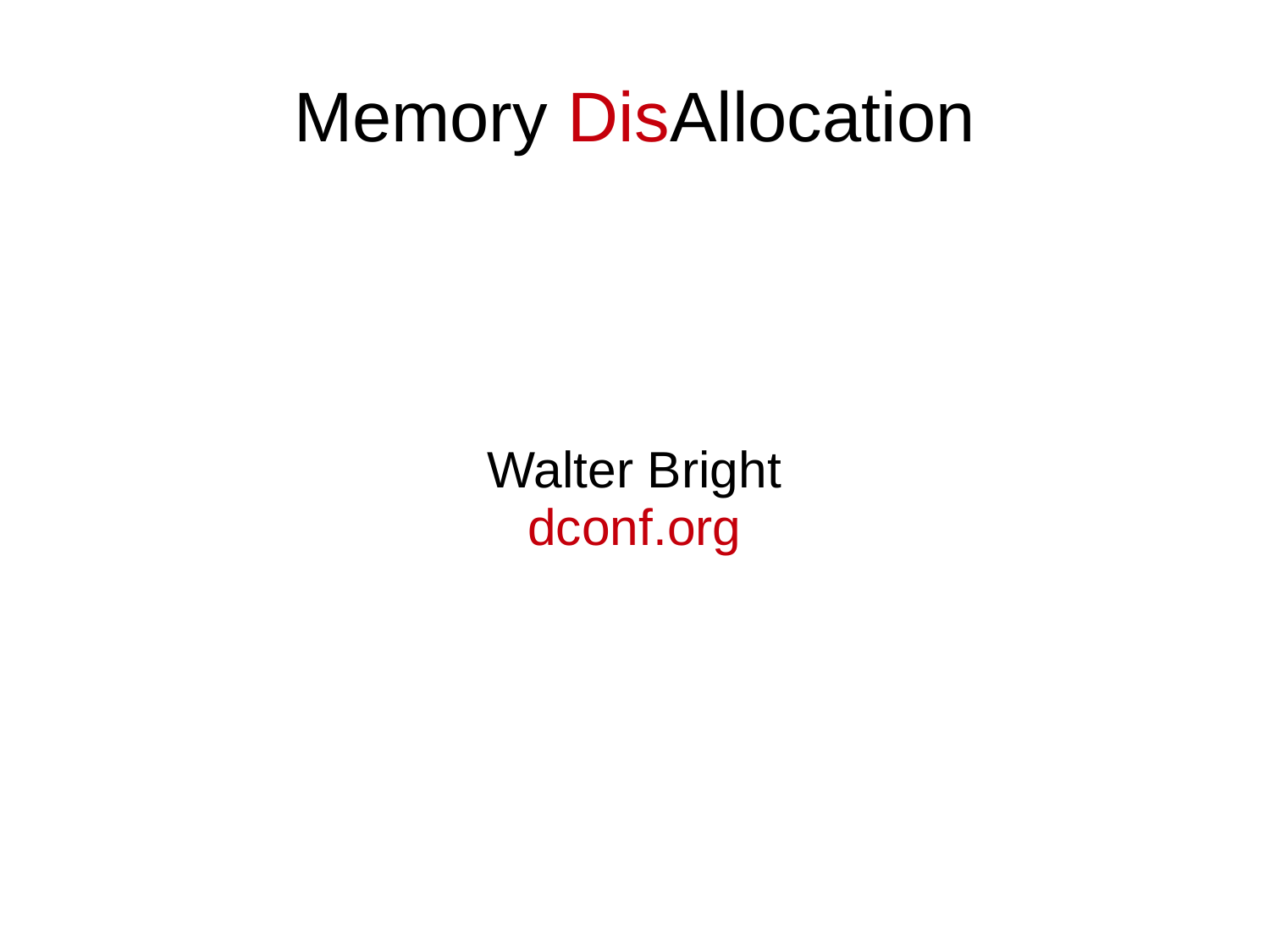# Memory DisAllocation

Walter Bright
dconf.org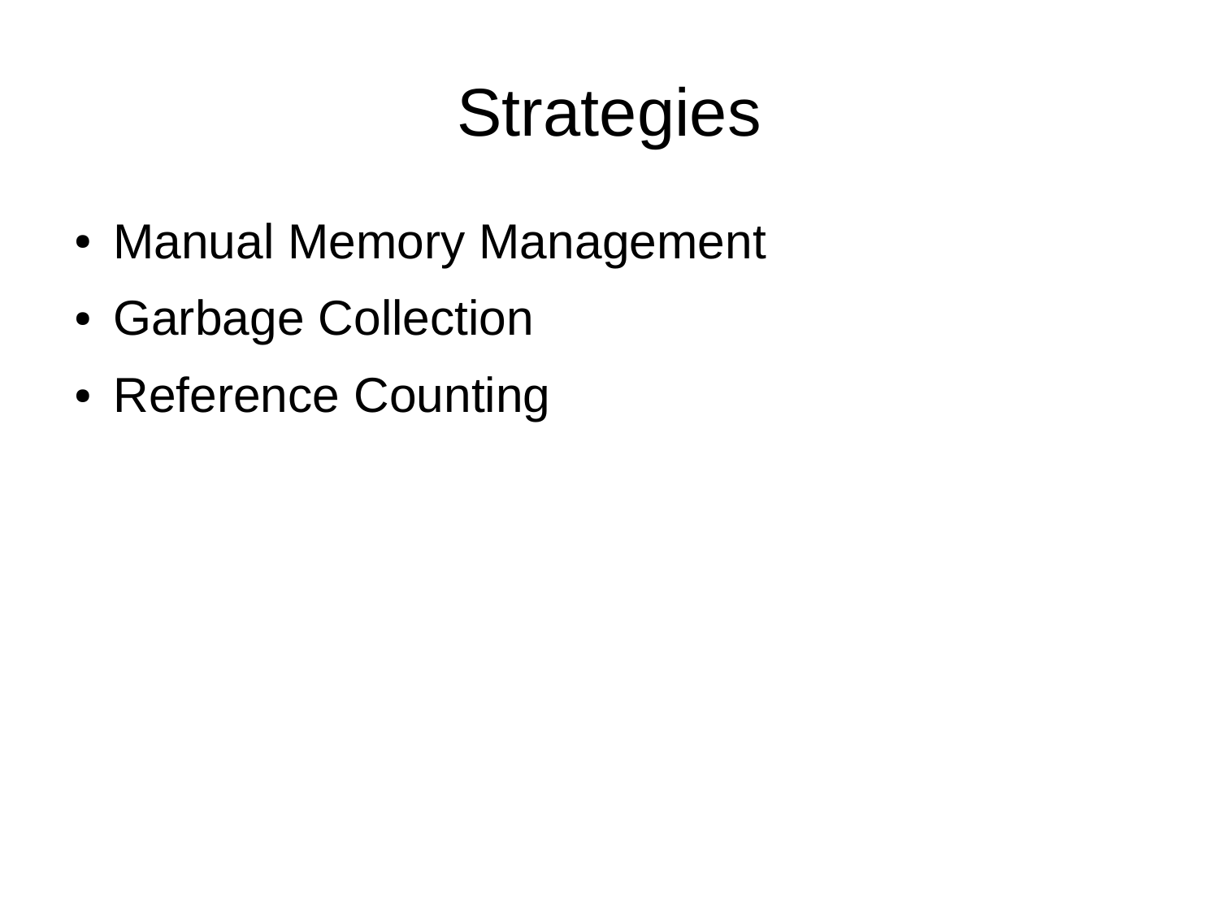# Strategies

- Manual Memory Management
- Garbage Collection
- Reference Counting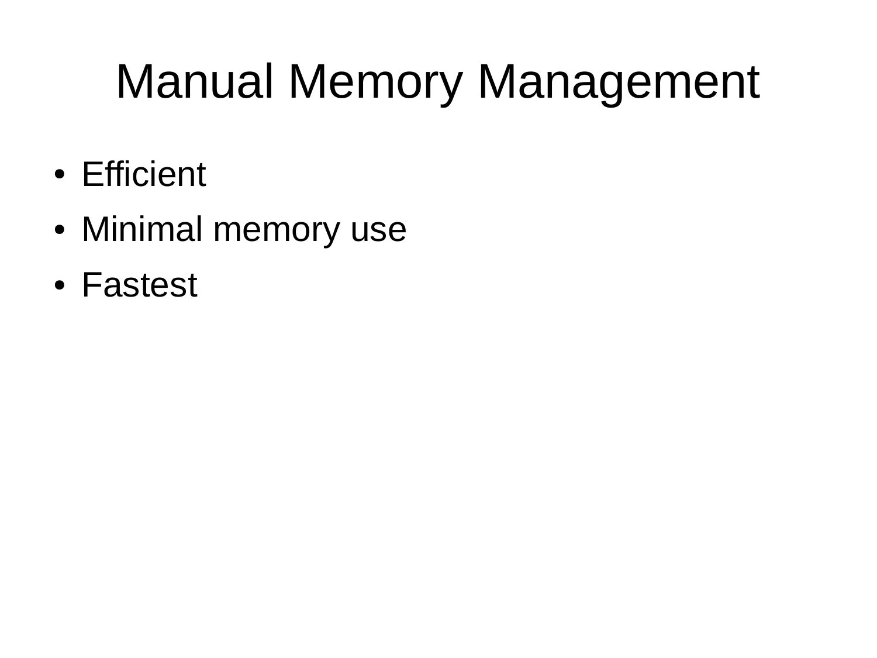# Manual Memory Management

- Efficient
- Minimal memory use
- Fastest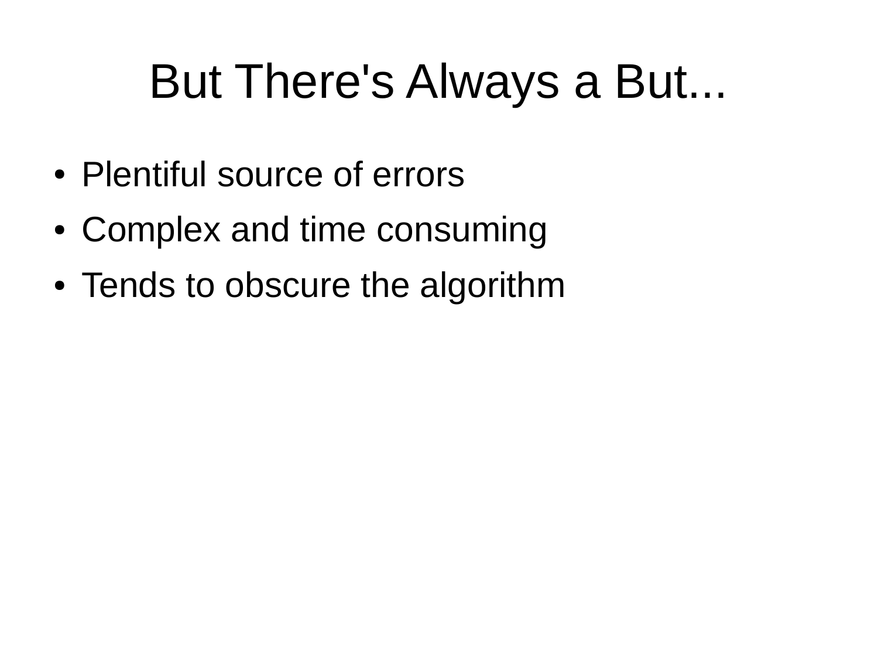# But There's Always a But...

- Plentiful source of errors
- Complex and time consuming
- Tends to obscure the algorithm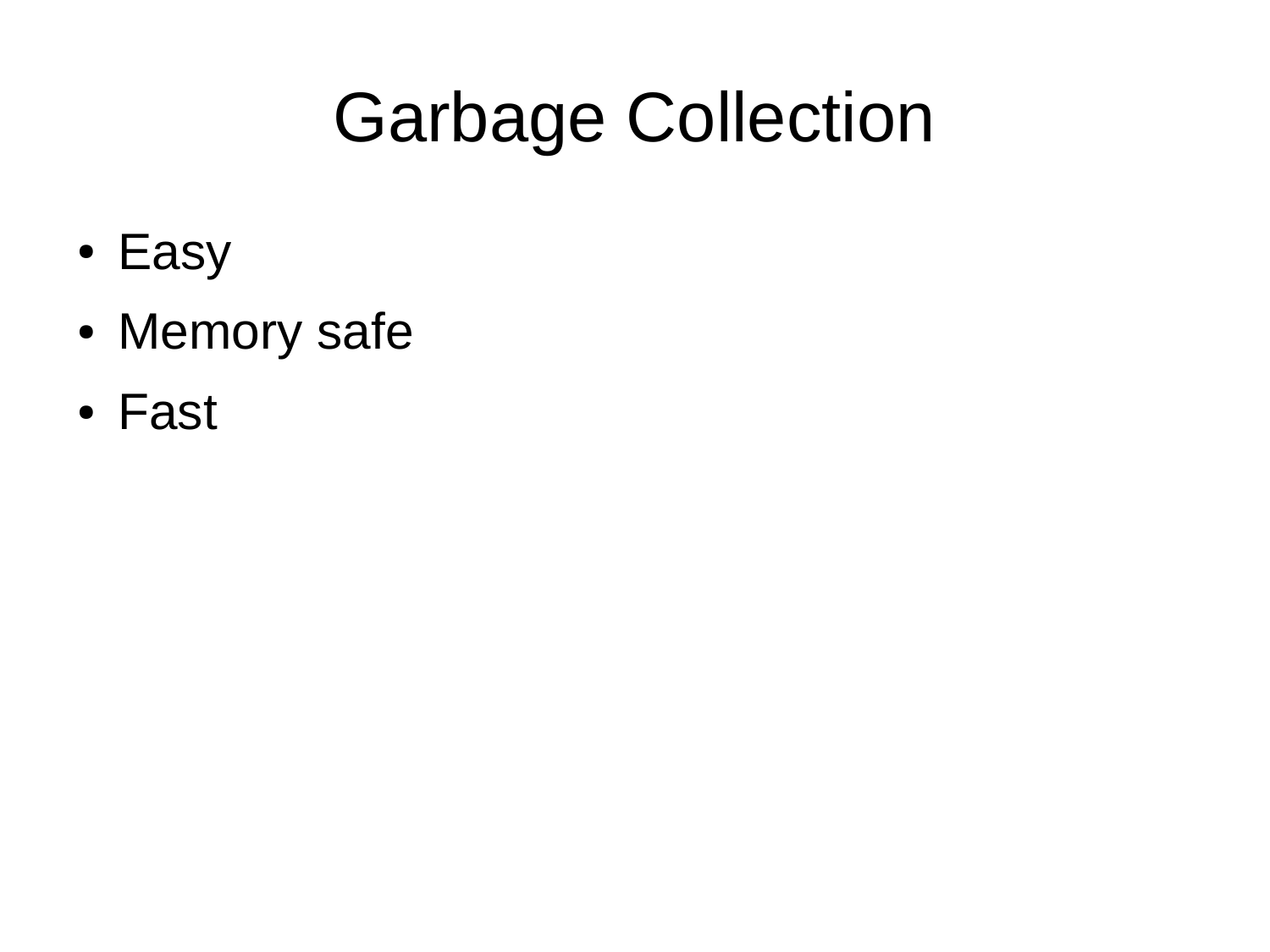# Garbage Collection

- Easy
- Memory safe
- Fast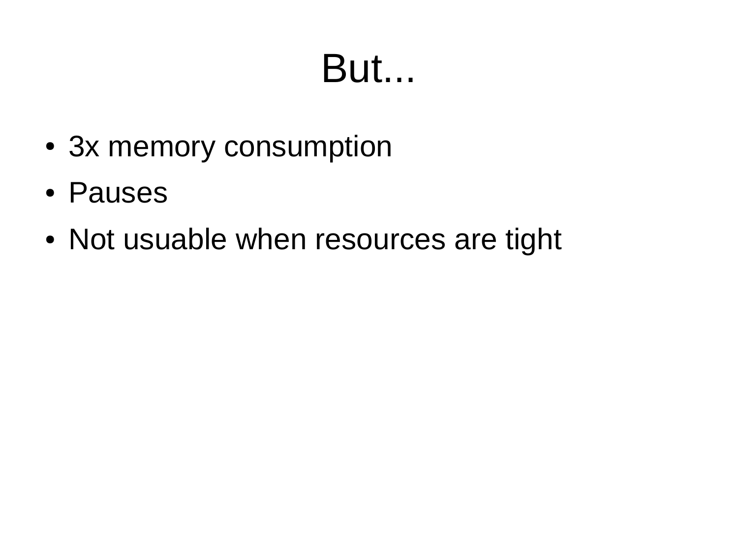# But...

- 3x memory consumption
- Pauses
- Not usuable when resources are tight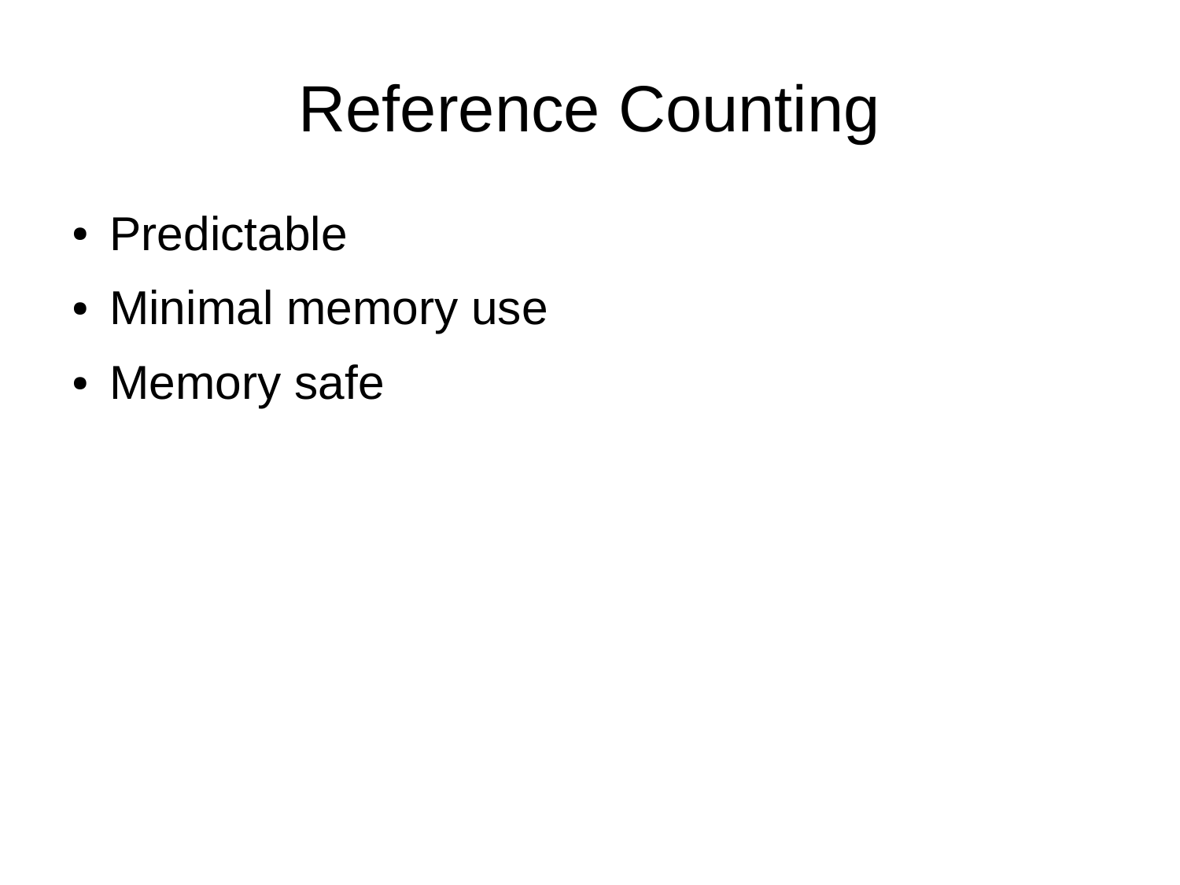# Reference Counting

- Predictable
- Minimal memory use
- Memory safe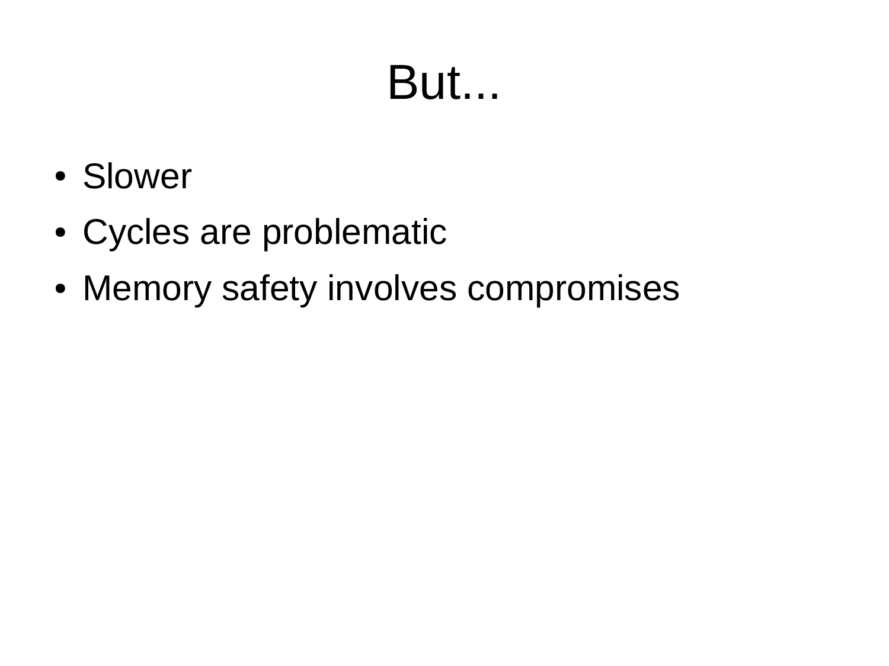# But...

- Slower
- Cycles are problematic
- Memory safety involves compromises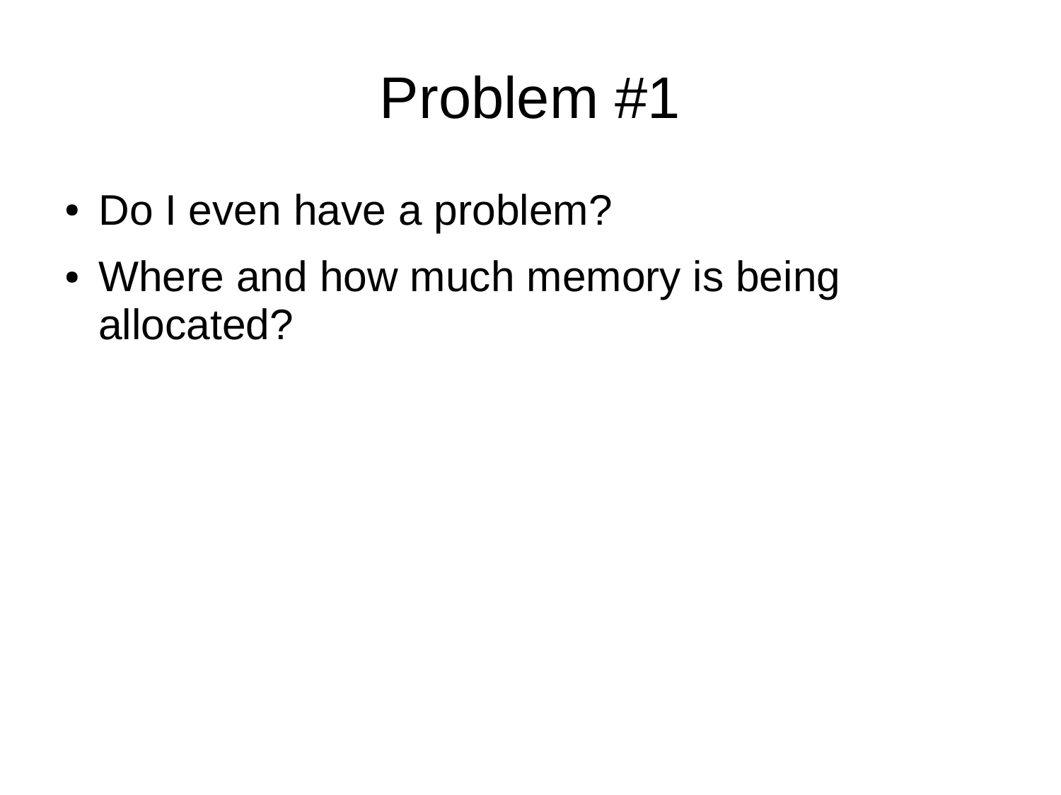# Problem #1

- Do I even have a problem?
- Where and how much memory is being allocated?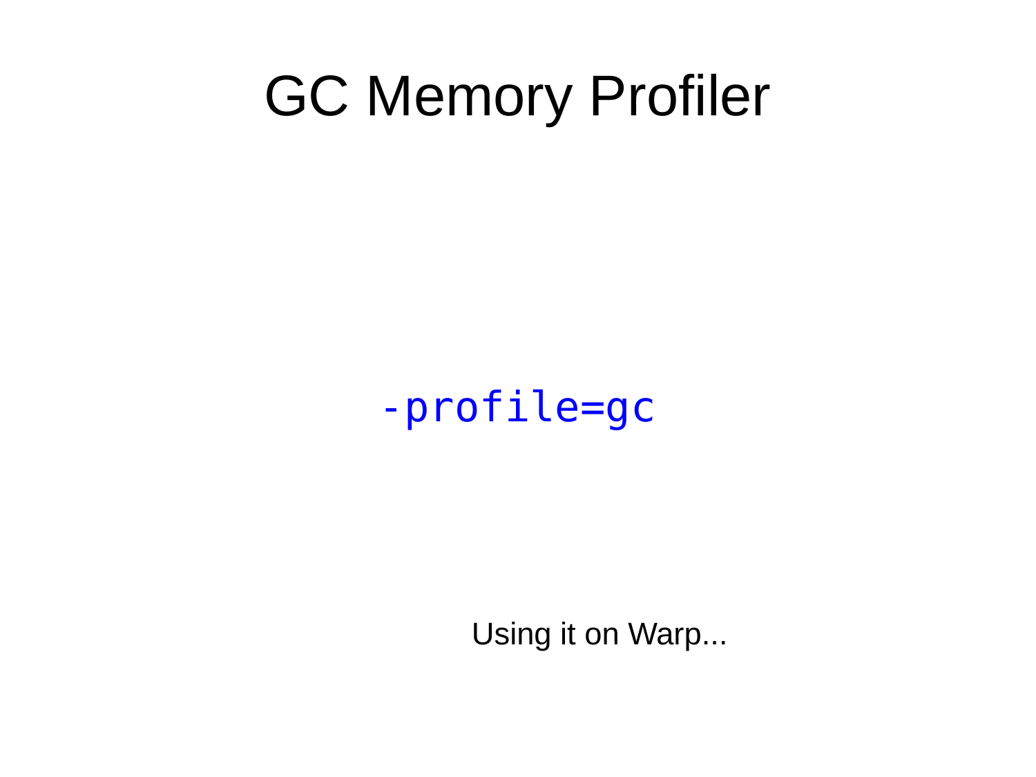# GC Memory Profiler

```
-profile=gc
```

Using it on Warp...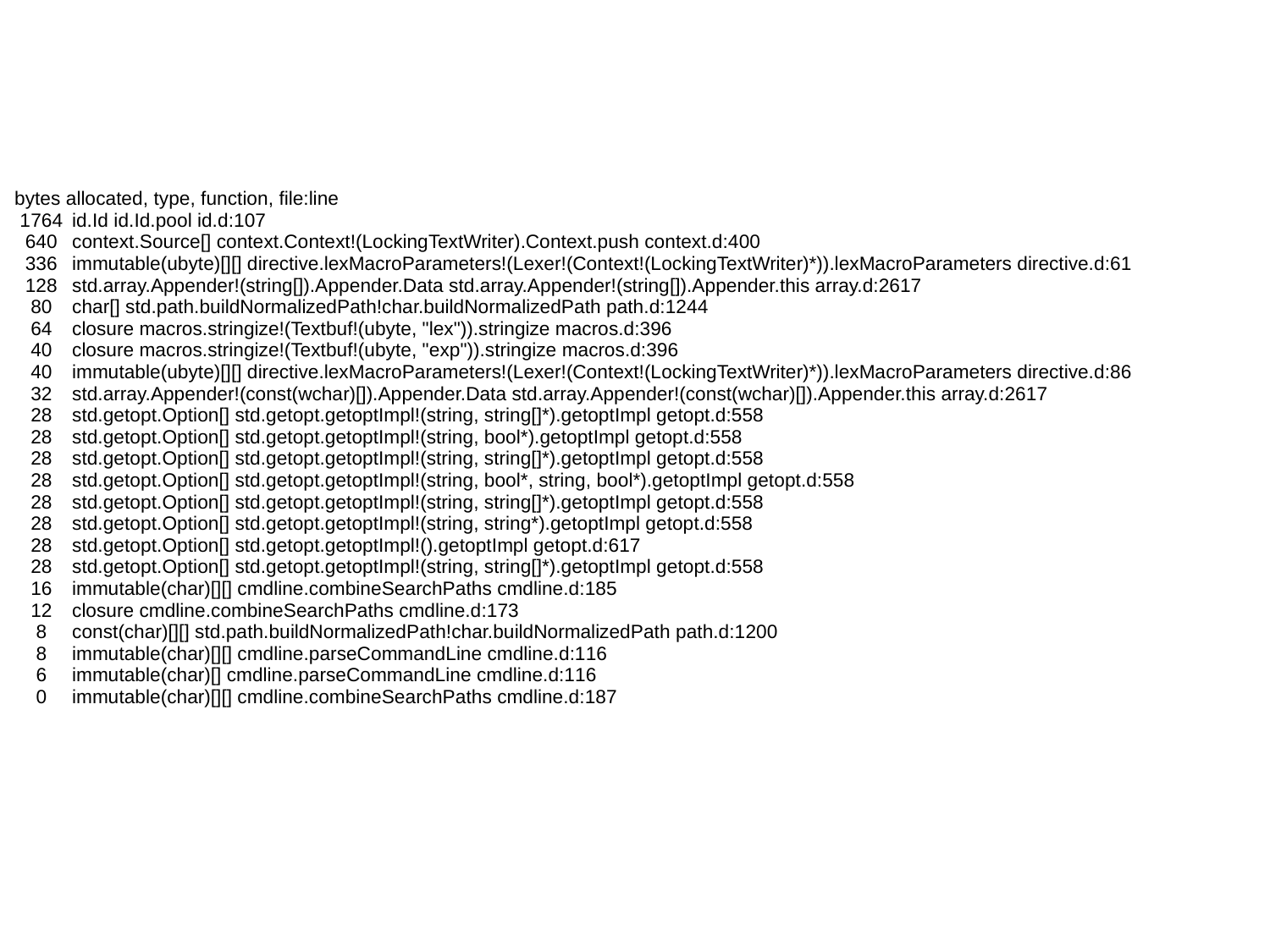```
bytes allocated, type, function, file:line
 1764  id.Id id.Id.pool id.d:107
  640  context.Source[] context.Context!(LockingTextWriter).Context.push context.d:400
  336  immutable(ubyte)[][] directive.lexMacroParameters!(Lexer!(Context!(LockingTextWriter)*)).lexMacroParameters directive.d:61
  128  std.array.Appender!(string[]).Appender.Data std.array.Appender!(string[]).Appender.this array.d:2617
   80  char[] std.path.buildNormalizedPath!char.buildNormalizedPath path.d:1244
   64  closure macros.stringize!(Textbuf!(ubyte, "lex")).stringize macros.d:396
   40  closure macros.stringize!(Textbuf!(ubyte, "exp")).stringize macros.d:396
   40  immutable(ubyte)[][] directive.lexMacroParameters!(Lexer!(Context!(LockingTextWriter)*)).lexMacroParameters directive.d:86
   32  std.array.Appender!(const(wchar)[]).Appender.Data std.array.Appender!(const(wchar)[]).Appender.this array.d:2617
   28  std.getopt.Option[] std.getopt.getoptImpl!(string, string[]*).getoptImpl getopt.d:558
   28  std.getopt.Option[] std.getopt.getoptImpl!(string, bool*).getoptImpl getopt.d:558
   28  std.getopt.Option[] std.getopt.getoptImpl!(string, string[]*).getoptImpl getopt.d:558
   28  std.getopt.Option[] std.getopt.getoptImpl!(string, bool*, string, bool*).getoptImpl getopt.d:558
   28  std.getopt.Option[] std.getopt.getoptImpl!(string, string[]*).getoptImpl getopt.d:558
   28  std.getopt.Option[] std.getopt.getoptImpl!(string, string*).getoptImpl getopt.d:558
   28  std.getopt.Option[] std.getopt.getoptImpl!().getoptImpl getopt.d:617
   28  std.getopt.Option[] std.getopt.getoptImpl!(string, string[]*).getoptImpl getopt.d:558
   16  immutable(char)[][] cmdline.combineSearchPaths cmdline.d:185
   12  closure cmdline.combineSearchPaths cmdline.d:173
    8  const(char)[][] std.path.buildNormalizedPath!char.buildNormalizedPath path.d:1200
    8  immutable(char)[][] cmdline.parseCommandLine cmdline.d:116
    6  immutable(char)[] cmdline.parseCommandLine cmdline.d:116
    0  immutable(char)[][] cmdline.combineSearchPaths cmdline.d:187
```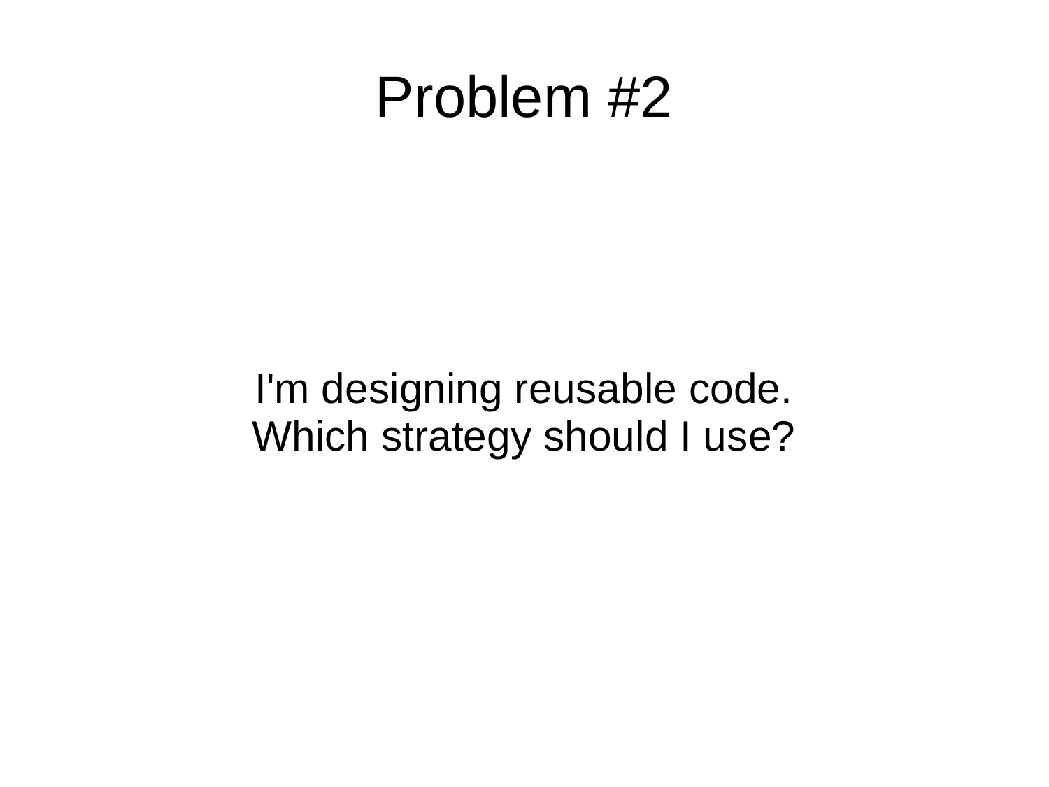# Problem #2

I'm designing reusable code.
Which strategy should I use?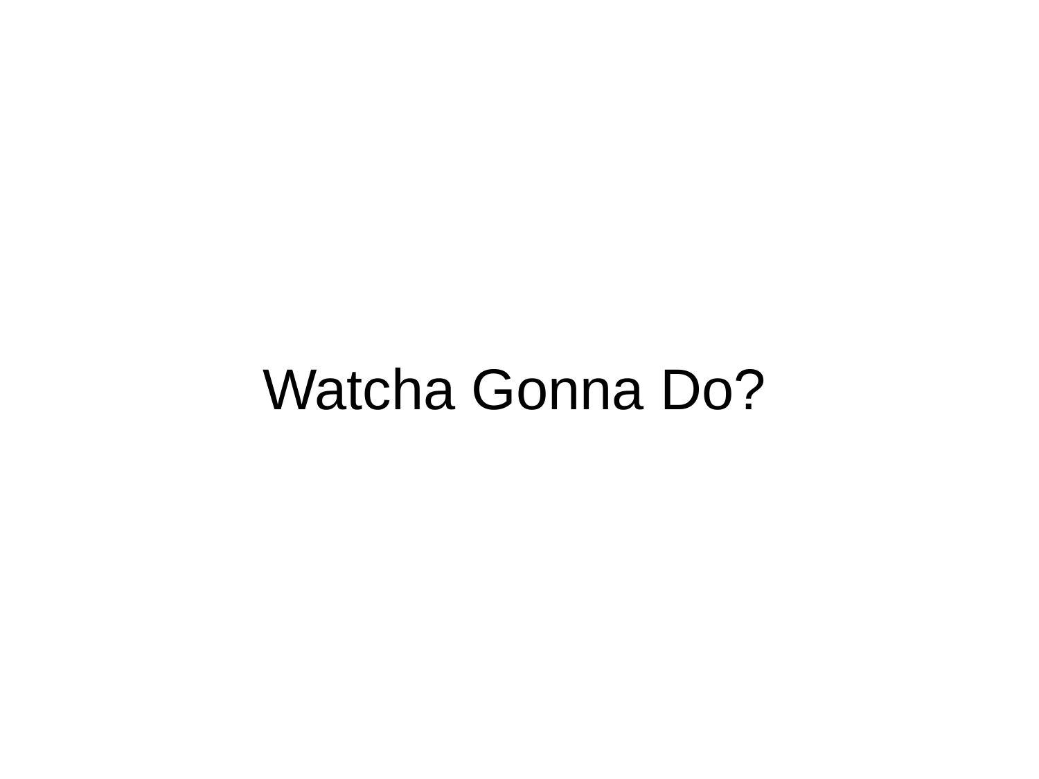# Watcha Gonna Do?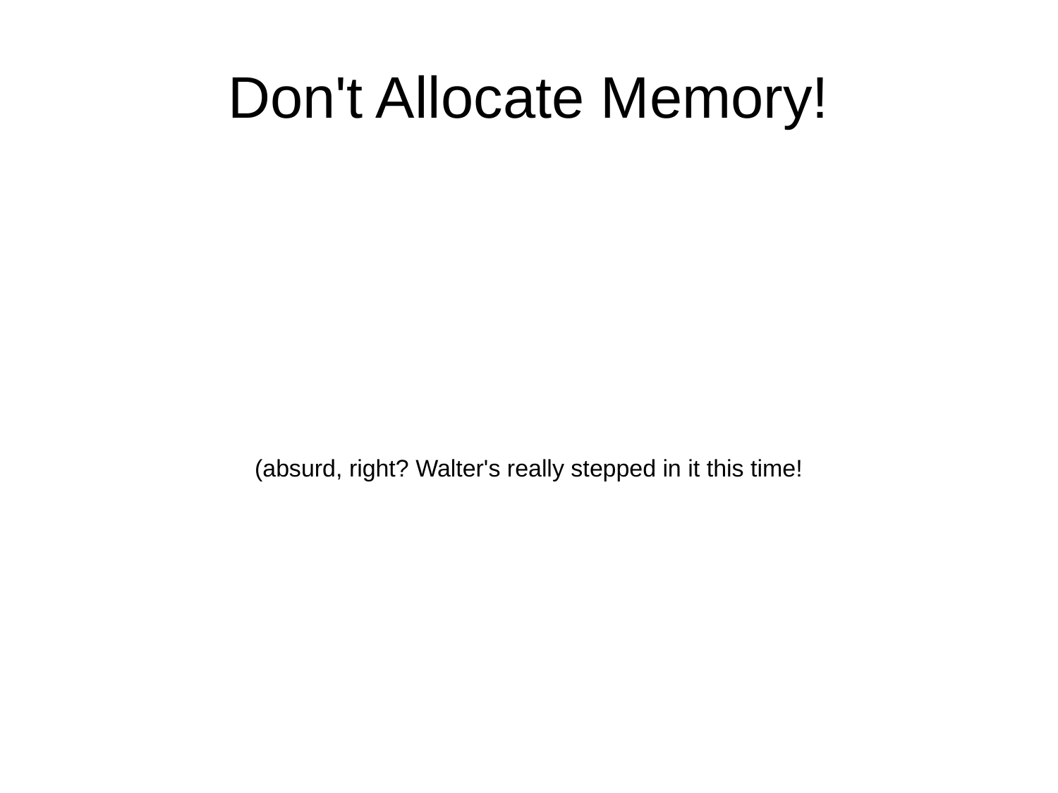# Don't Allocate Memory!

(absurd, right? Walter's really stepped in it this time!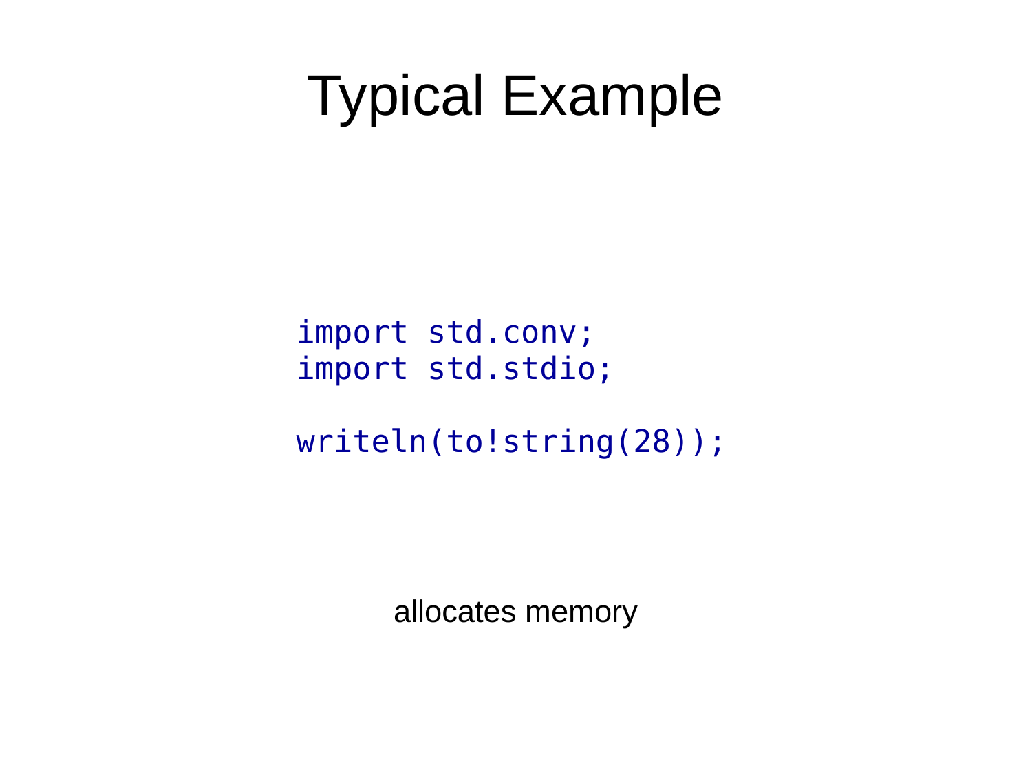# Typical Example

```
import std.conv;
import std.stdio;

writeln(to!string(28));
```

allocates memory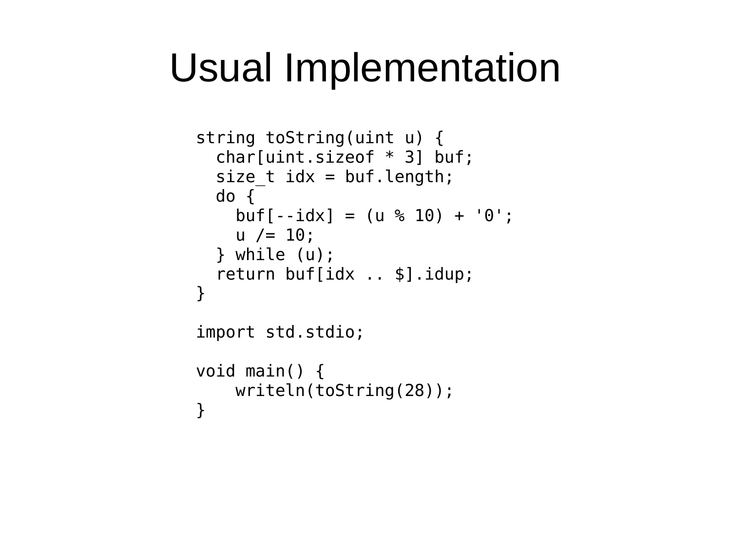# Usual Implementation

```
string toString(uint u) {
  char[uint.sizeof * 3] buf;
  size_t idx = buf.length;
  do {
    buf[--idx] = (u % 10) + '0';
    u /= 10;
  } while (u);
  return buf[idx .. $].idup;
}

import std.stdio;

void main() {
    writeln(toString(28));
}
```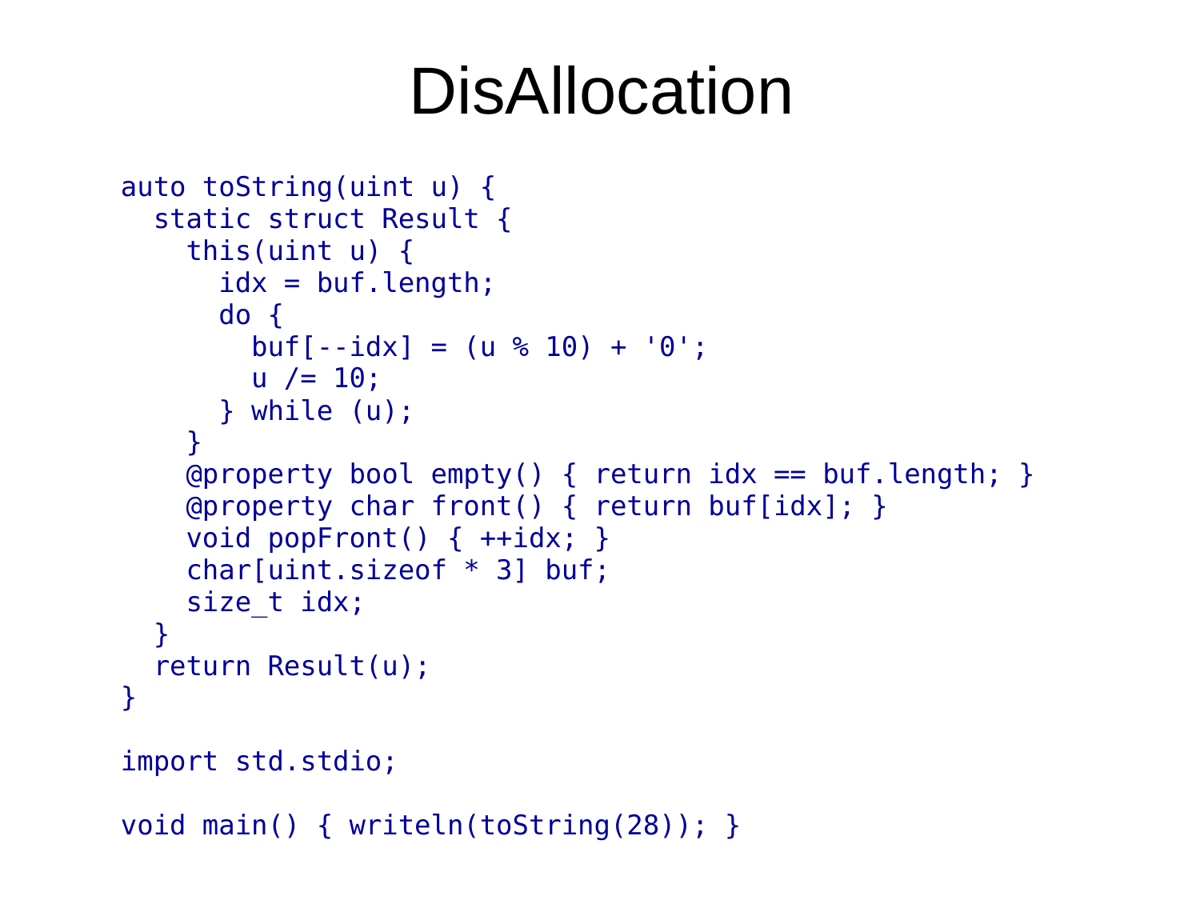# DisAllocation

```
auto toString(uint u) {
  static struct Result {
    this(uint u) {
      idx = buf.length;
      do {
        buf[--idx] = (u % 10) + '0';
        u /= 10;
      } while (u);
    }
    @property bool empty() { return idx == buf.length; }
    @property char front() { return buf[idx]; }
    void popFront() { ++idx; }
    char[uint.sizeof * 3] buf;
    size_t idx;
  }
  return Result(u);
}

import std.stdio;

void main() { writeln(toString(28)); }
```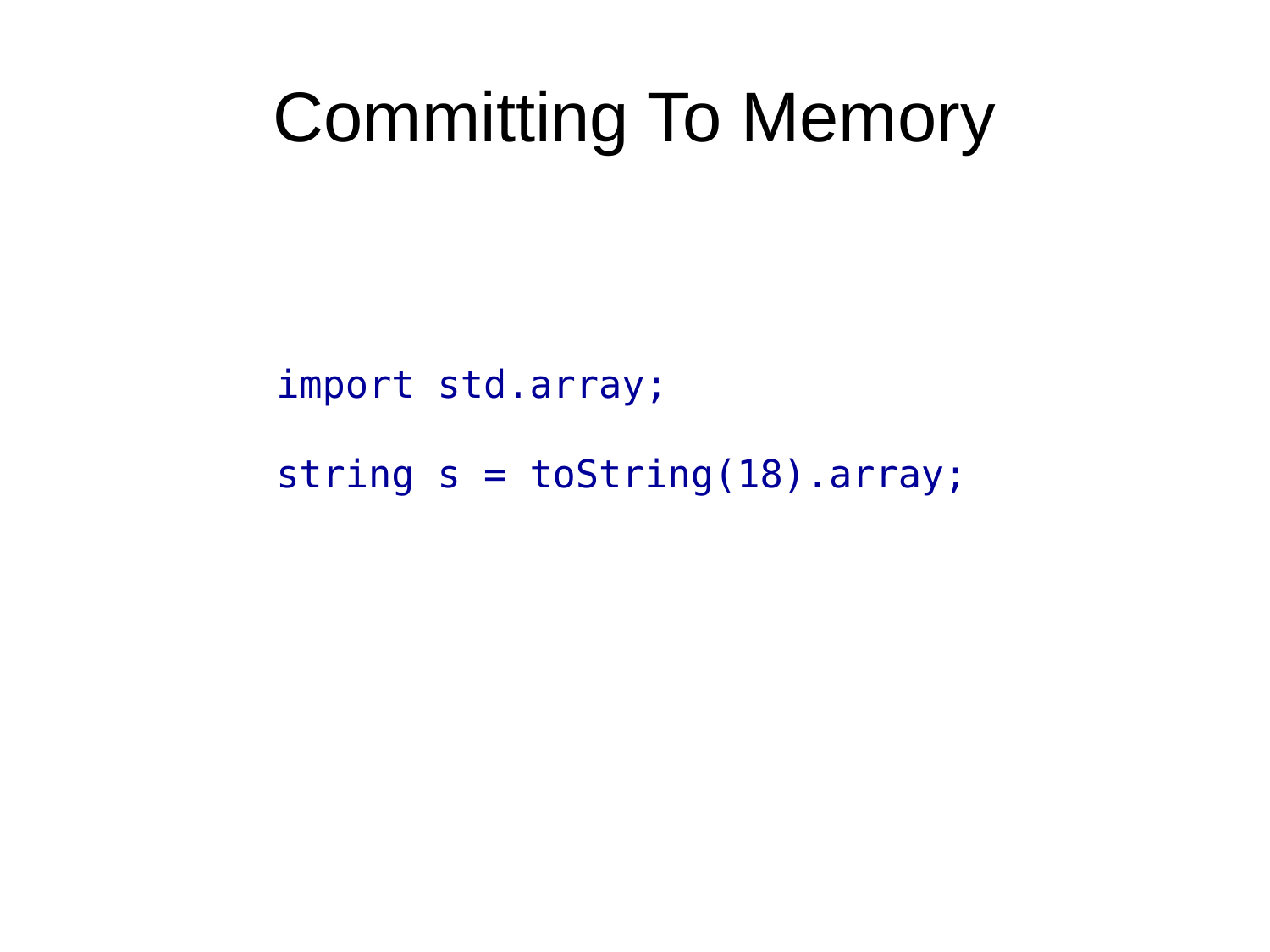# Committing To Memory

```
import std.array;

string s = toString(18).array;
```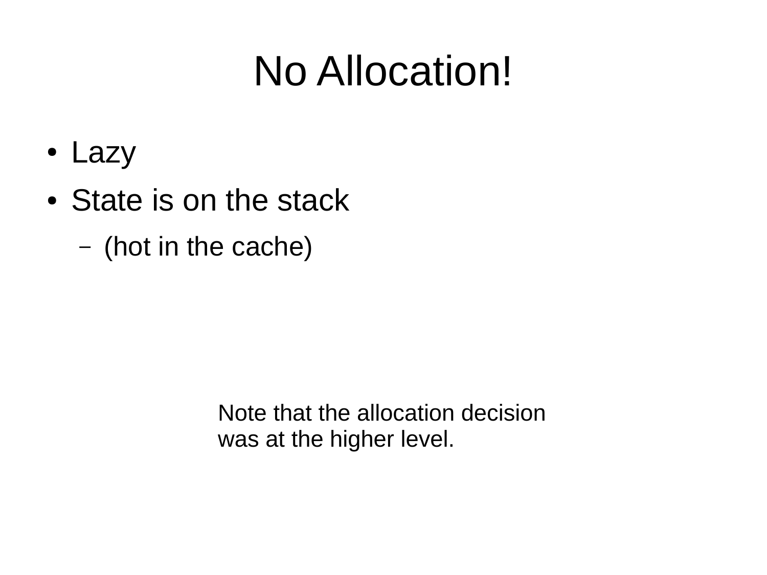# No Allocation!

- Lazy
- State is on the stack
  - (hot in the cache)

Note that the allocation decision was at the higher level.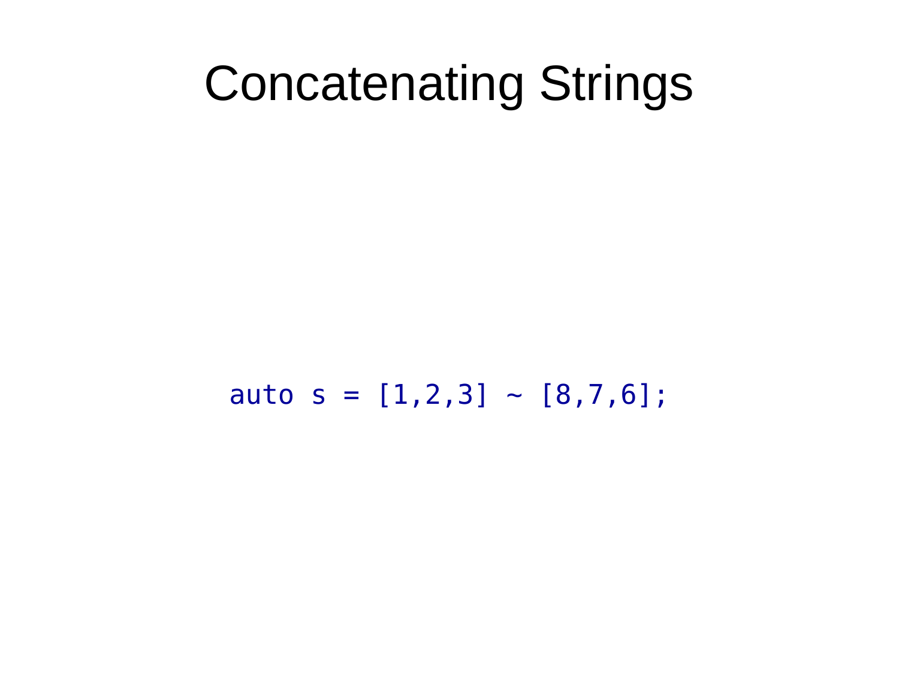# Concatenating Strings

```
auto s = [1,2,3] ~ [8,7,6];
```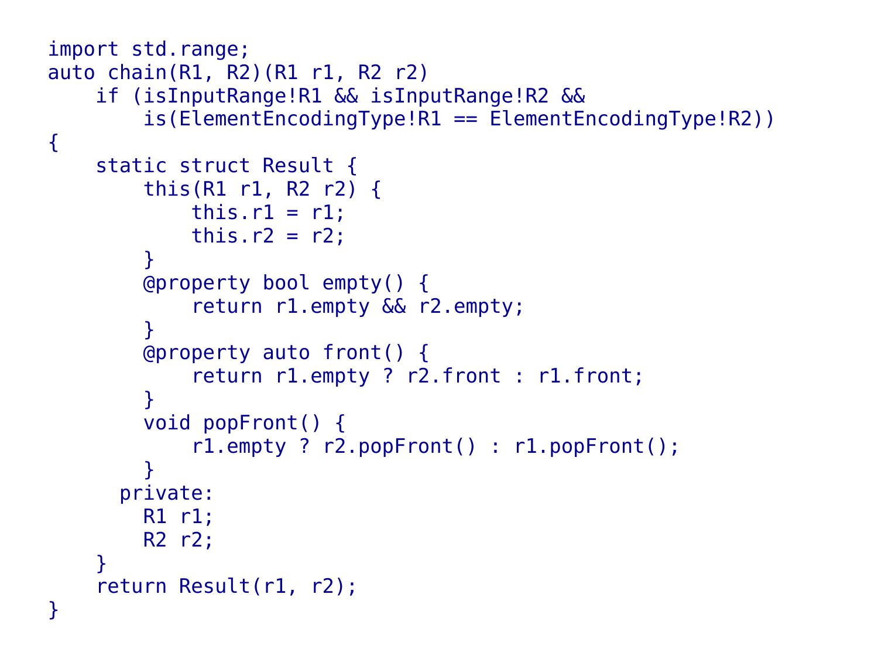```
import std.range;
auto chain(R1, R2)(R1 r1, R2 r2)
    if (isInputRange!R1 && isInputRange!R2 &&
        is(ElementEncodingType!R1 == ElementEncodingType!R2))
{
    static struct Result {
        this(R1 r1, R2 r2) {
            this.r1 = r1;
            this.r2 = r2;
        }
        @property bool empty() {
            return r1.empty && r2.empty;
        }
        @property auto front() {
            return r1.empty ? r2.front : r1.front;
        }
        void popFront() {
            r1.empty ? r2.popFront() : r1.popFront();
        }
      private:
        R1 r1;
        R2 r2;
    }
    return Result(r1, r2);
}
```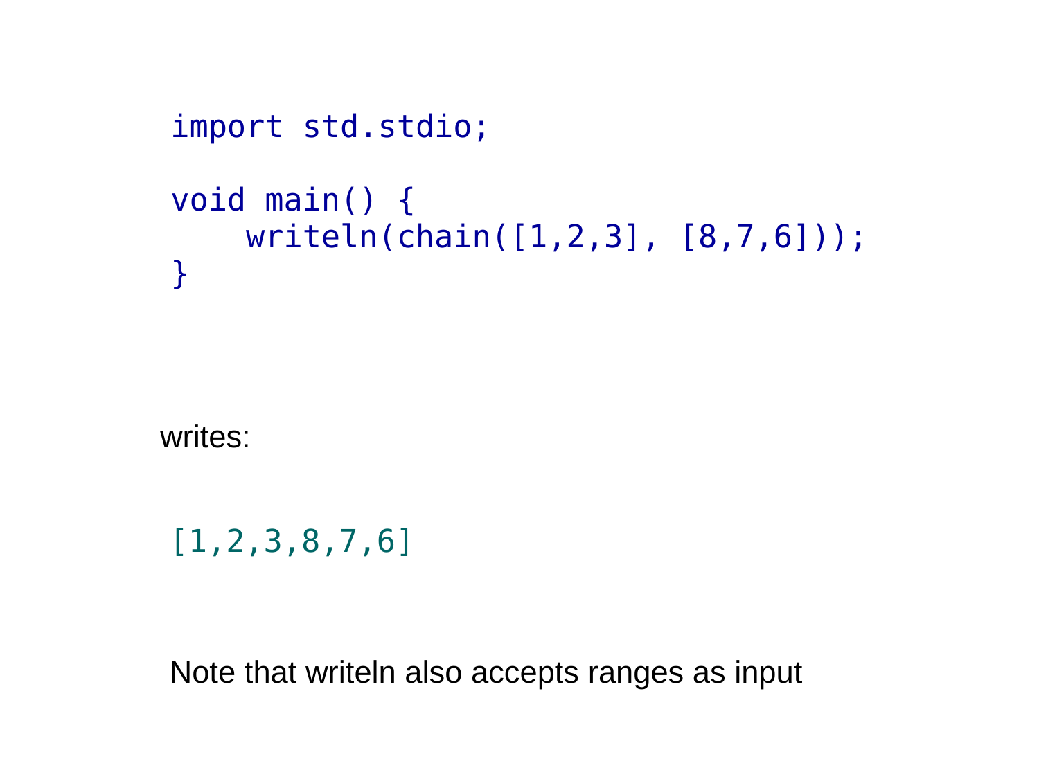```
import std.stdio;

void main() {
    writeln(chain([1,2,3], [8,7,6]));
}
```

writes:

```
[1,2,3,8,7,6]
```

Note that writeln also accepts ranges as input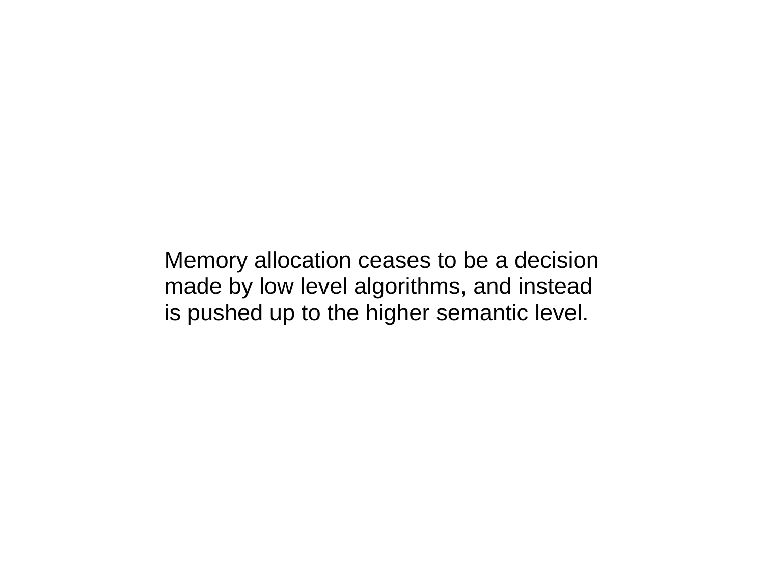Memory allocation ceases to be a decision made by low level algorithms, and instead is pushed up to the higher semantic level.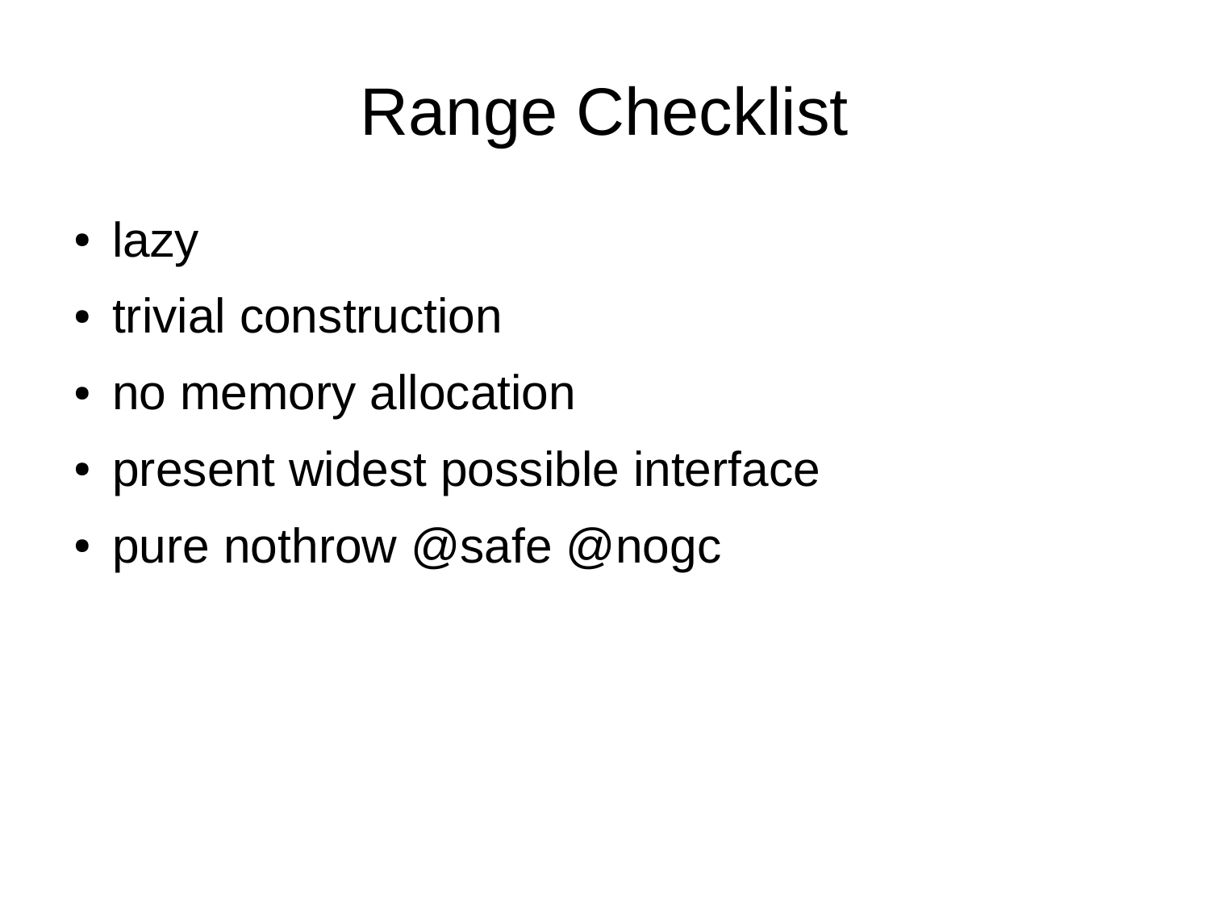# Range Checklist

- lazy
- trivial construction
- no memory allocation
- present widest possible interface
- pure nothrow @safe @nogc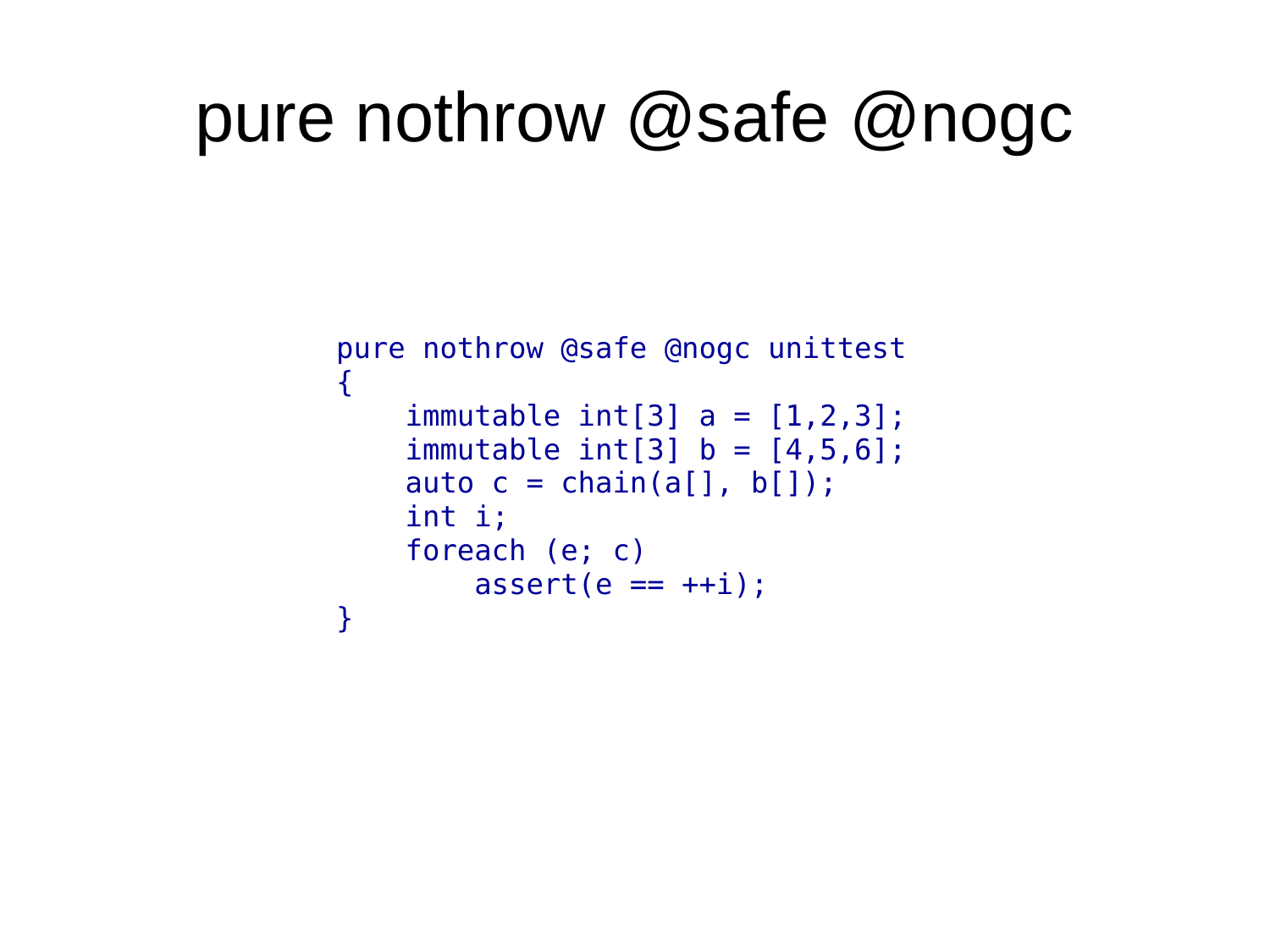# pure nothrow @safe @nogc

```
pure nothrow @safe @nogc unittest
{
    immutable int[3] a = [1,2,3];
    immutable int[3] b = [4,5,6];
    auto c = chain(a[], b[]);
    int i;
    foreach (e; c)
        assert(e == ++i);
}
```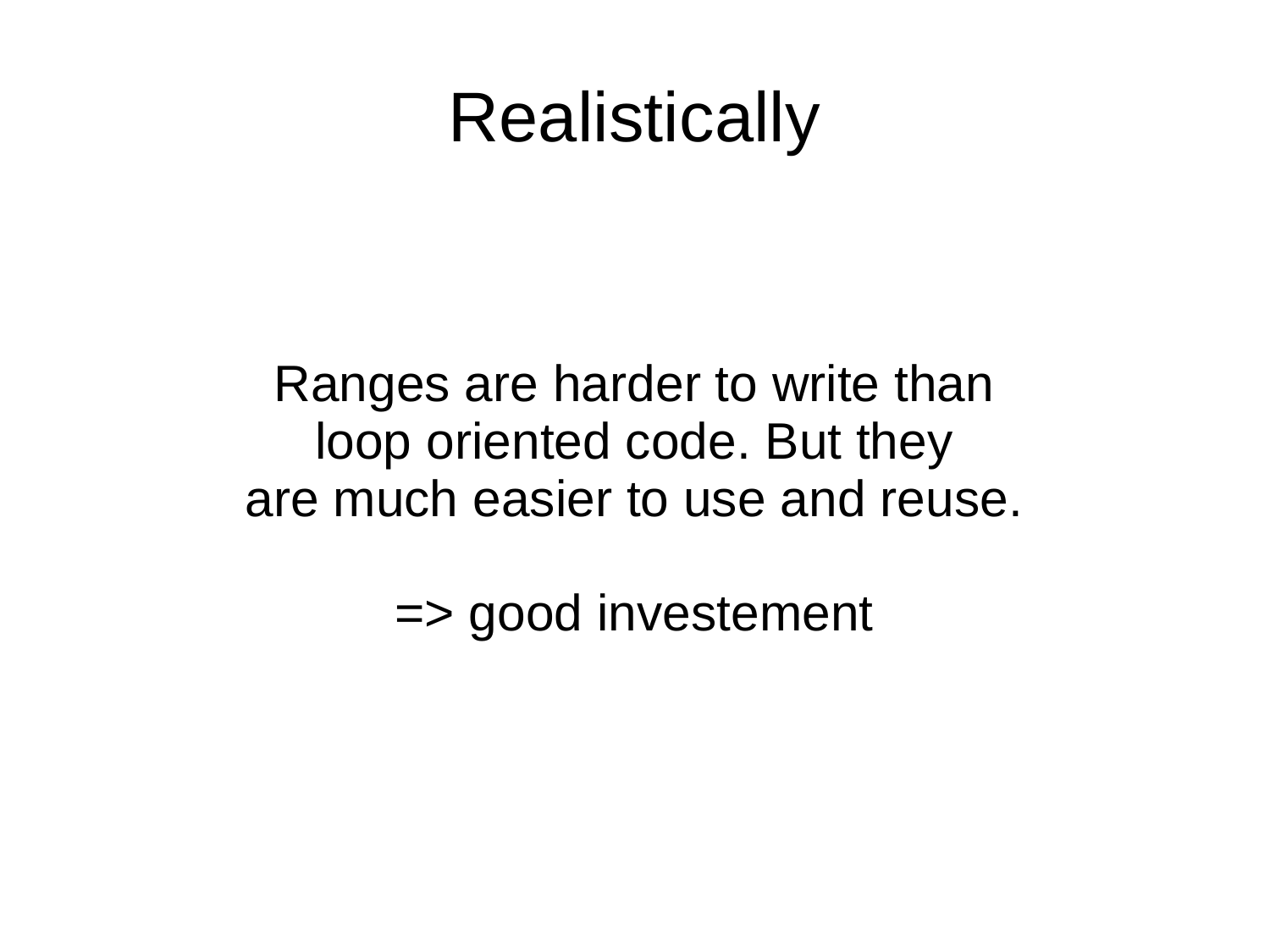# Realistically

Ranges are harder to write than loop oriented code. But they are much easier to use and reuse.

=> good investement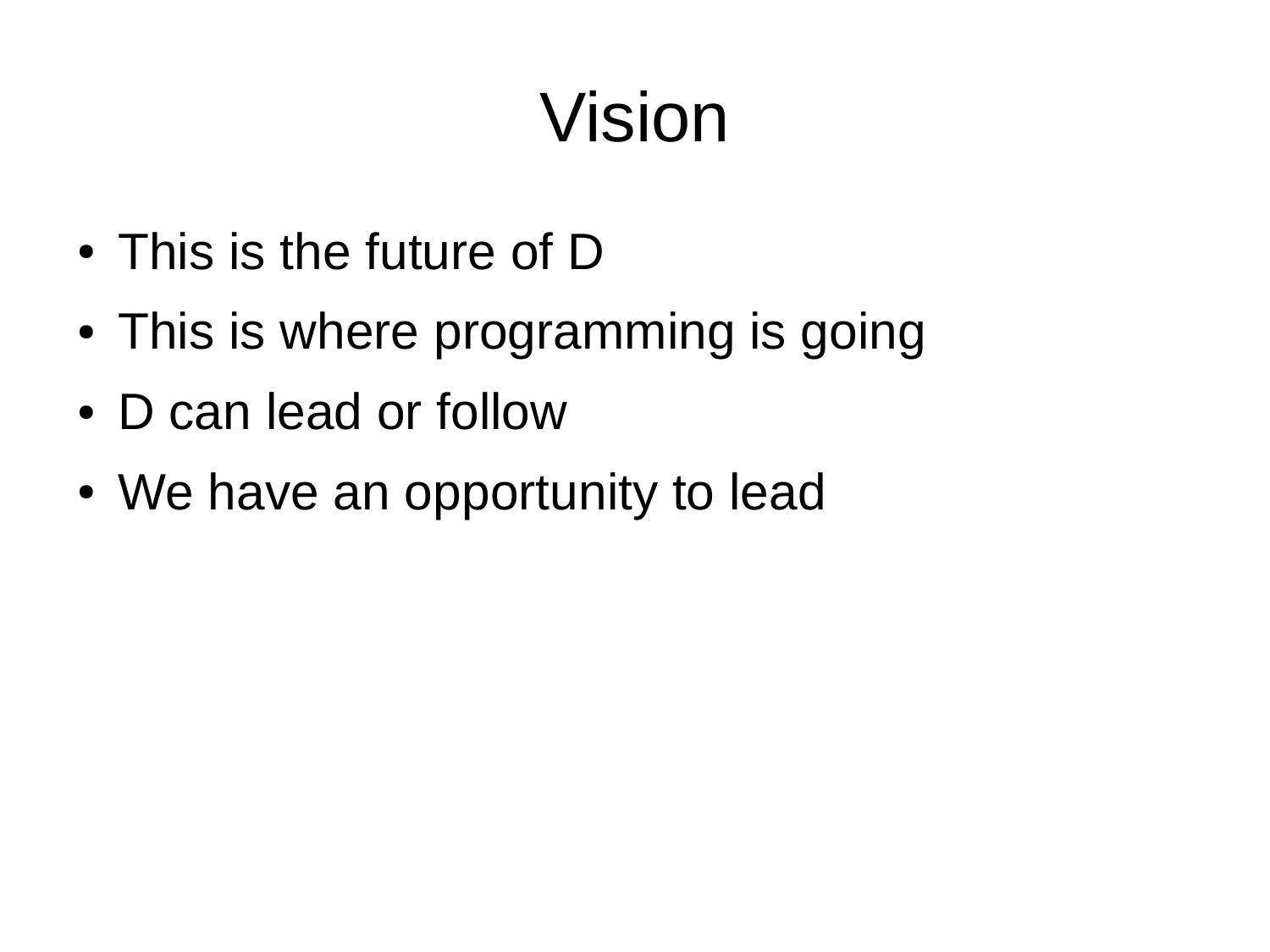# Vision

- This is the future of D
- This is where programming is going
- D can lead or follow
- We have an opportunity to lead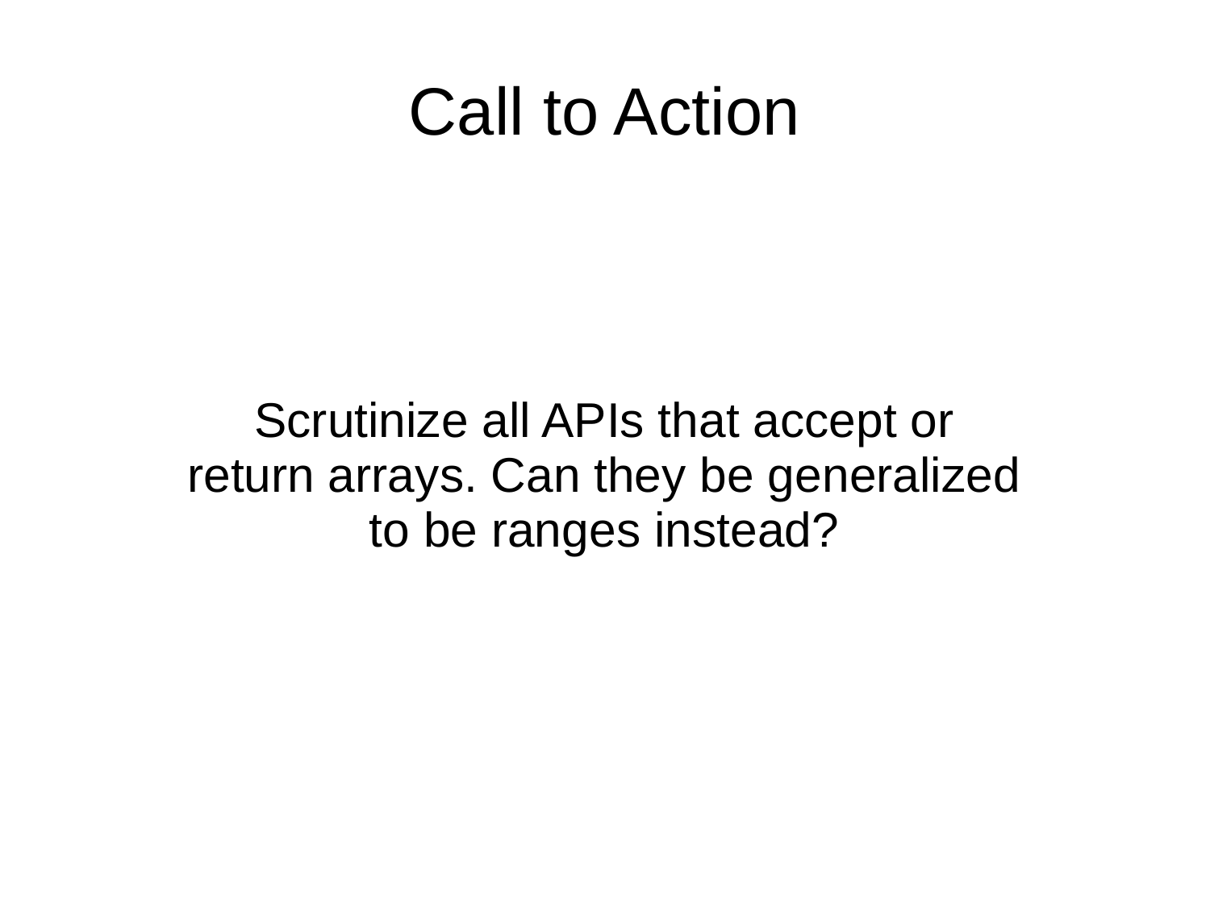# Call to Action

Scrutinize all APIs that accept or return arrays. Can they be generalized to be ranges instead?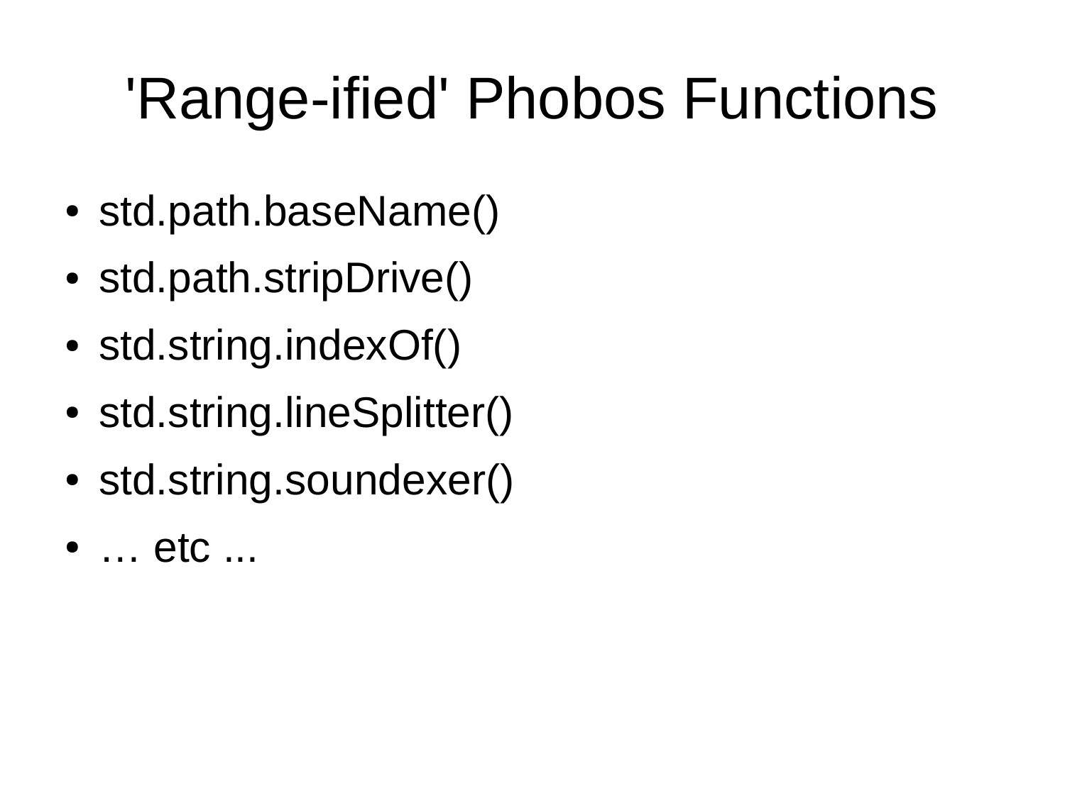# 'Range-ified' Phobos Functions

- std.path.baseName()
- std.path.stripDrive()
- std.string.indexOf()
- std.string.lineSplitter()
- std.string.soundexer()
- … etc ...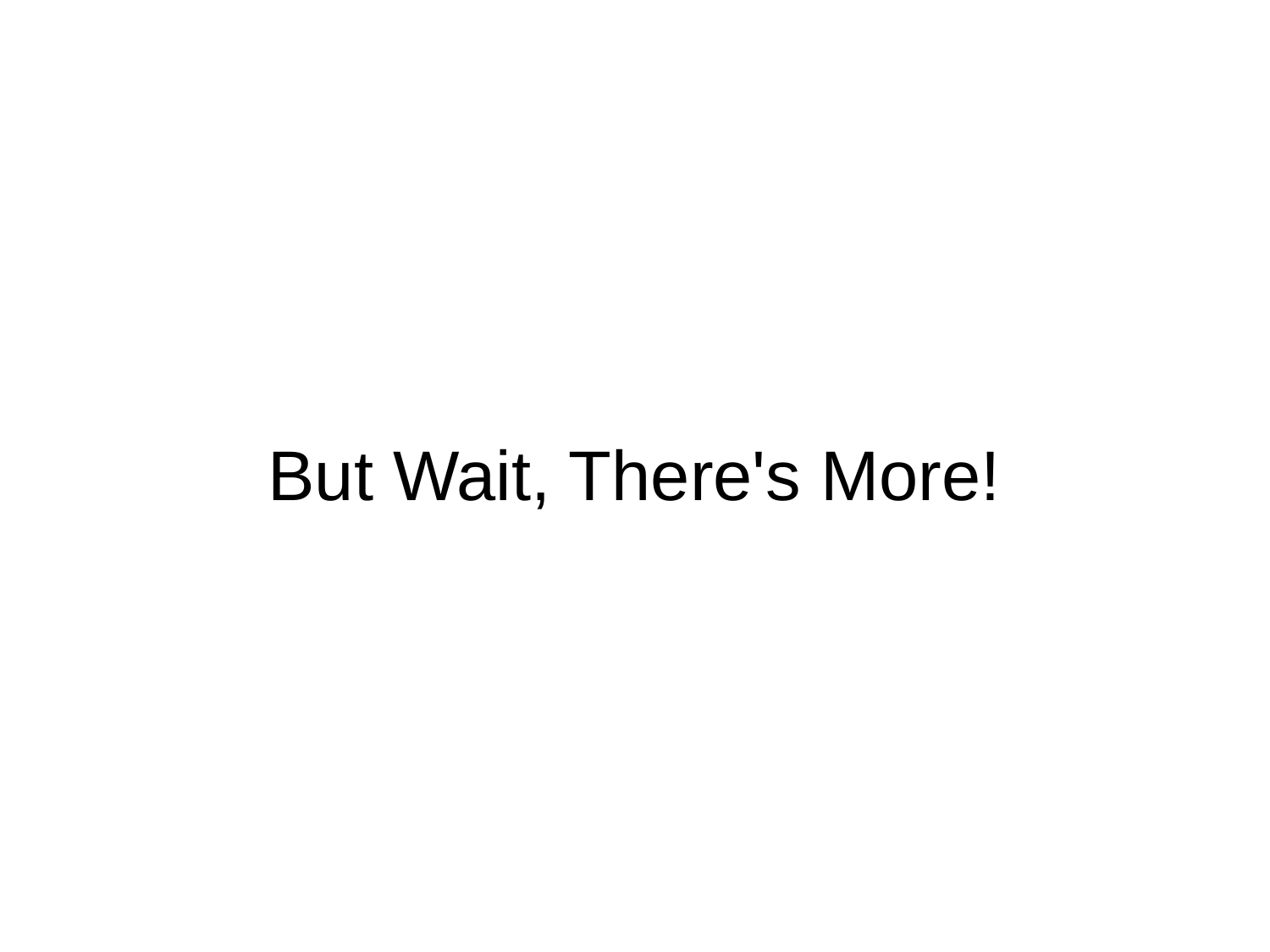# But Wait, There's More!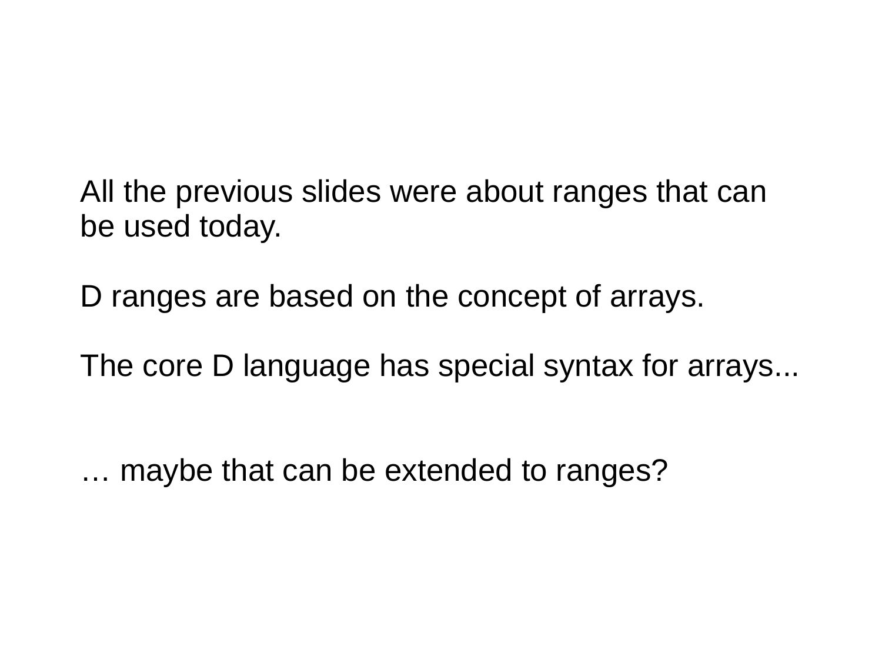All the previous slides were about ranges that can be used today.

D ranges are based on the concept of arrays.

The core D language has special syntax for arrays...

… maybe that can be extended to ranges?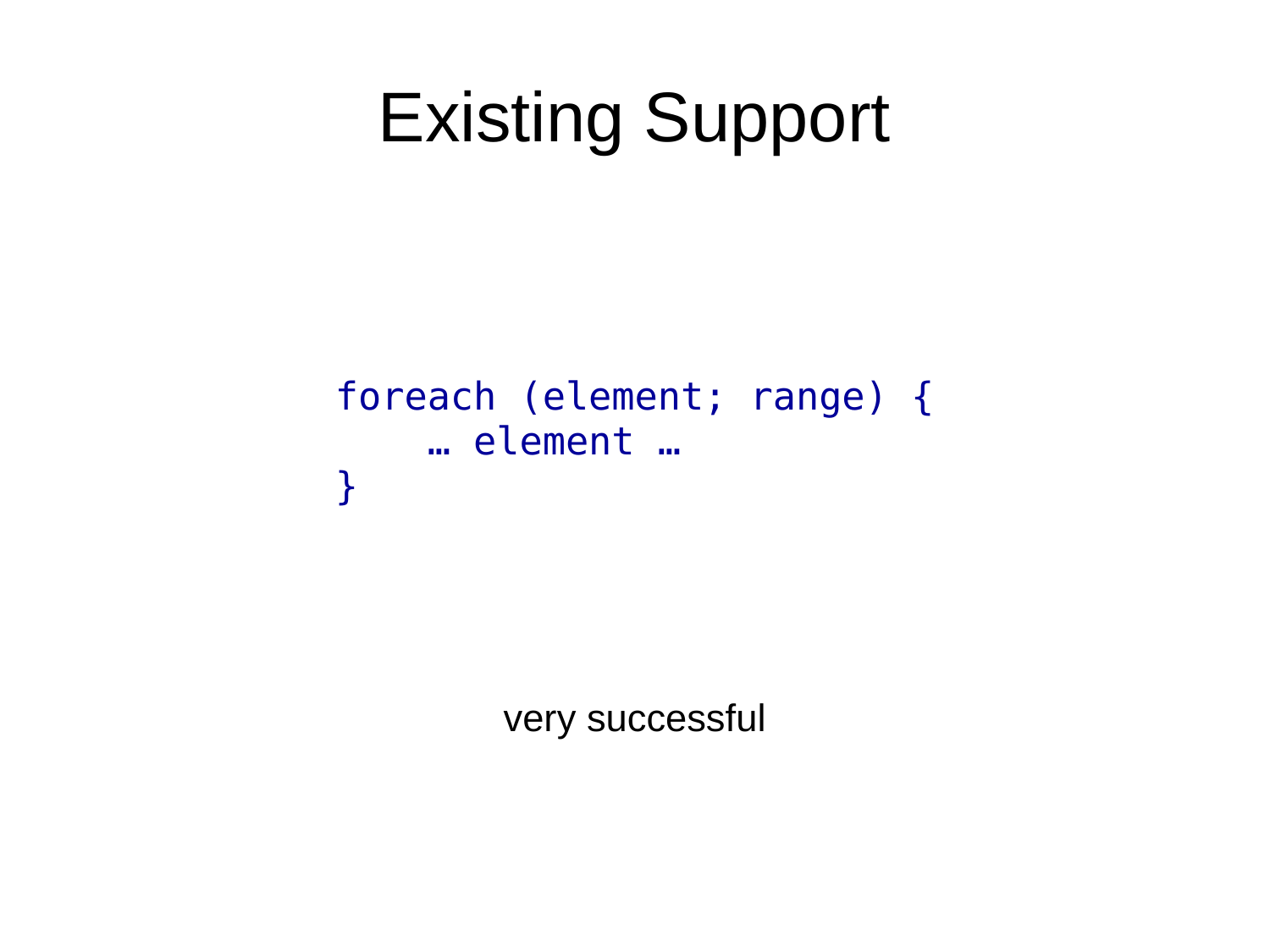# Existing Support

```
foreach (element; range) {
    … element …
}
```

very successful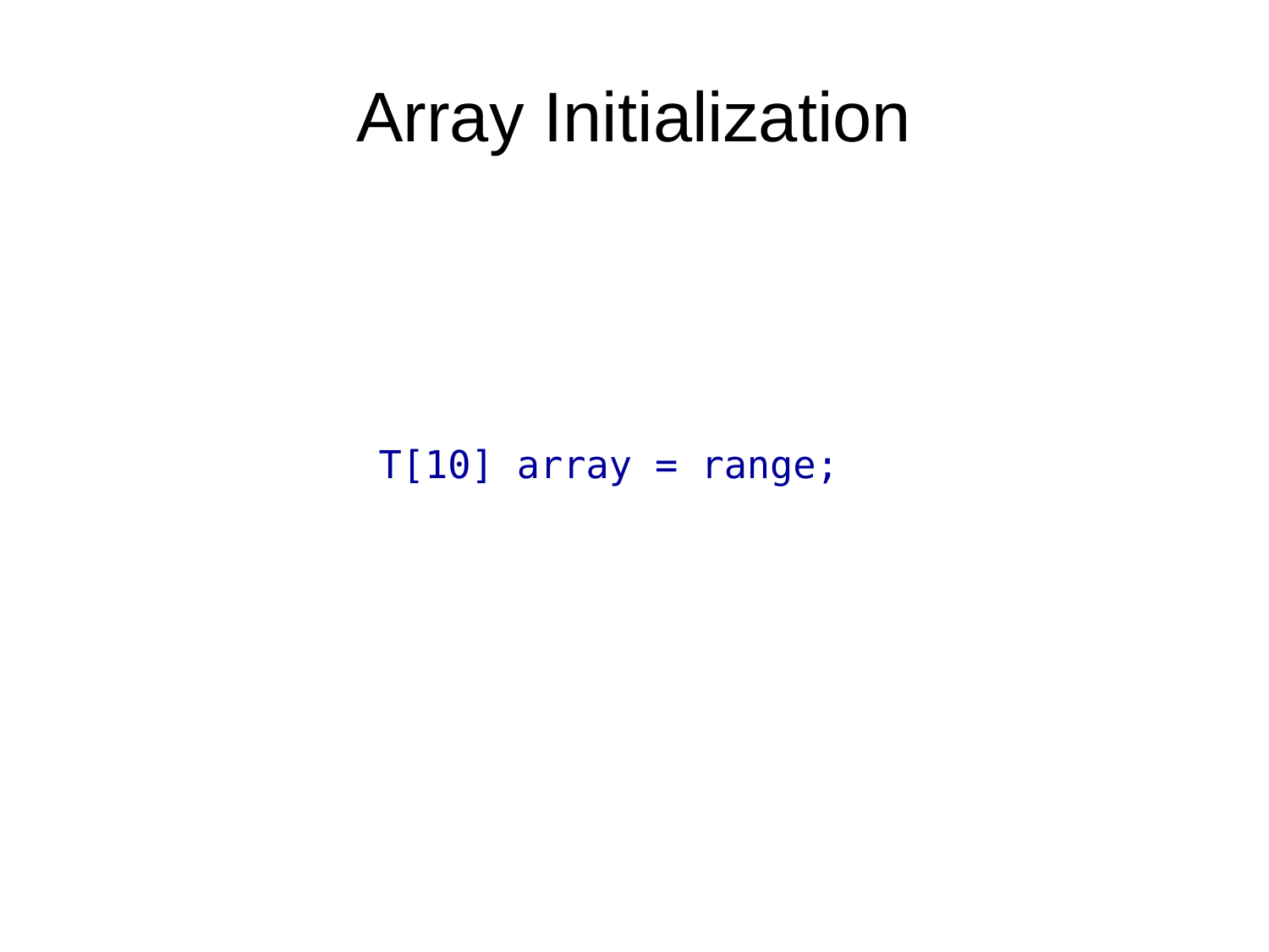# Array Initialization

```
T[10] array = range;
```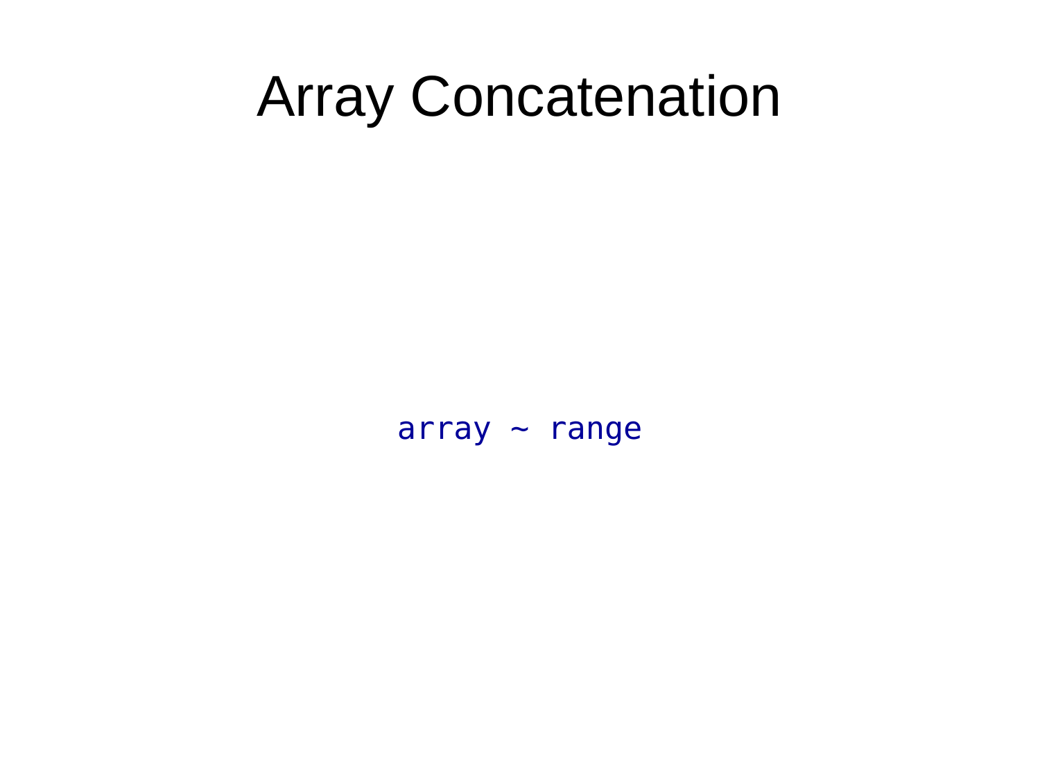# Array Concatenation

```
array ~ range
```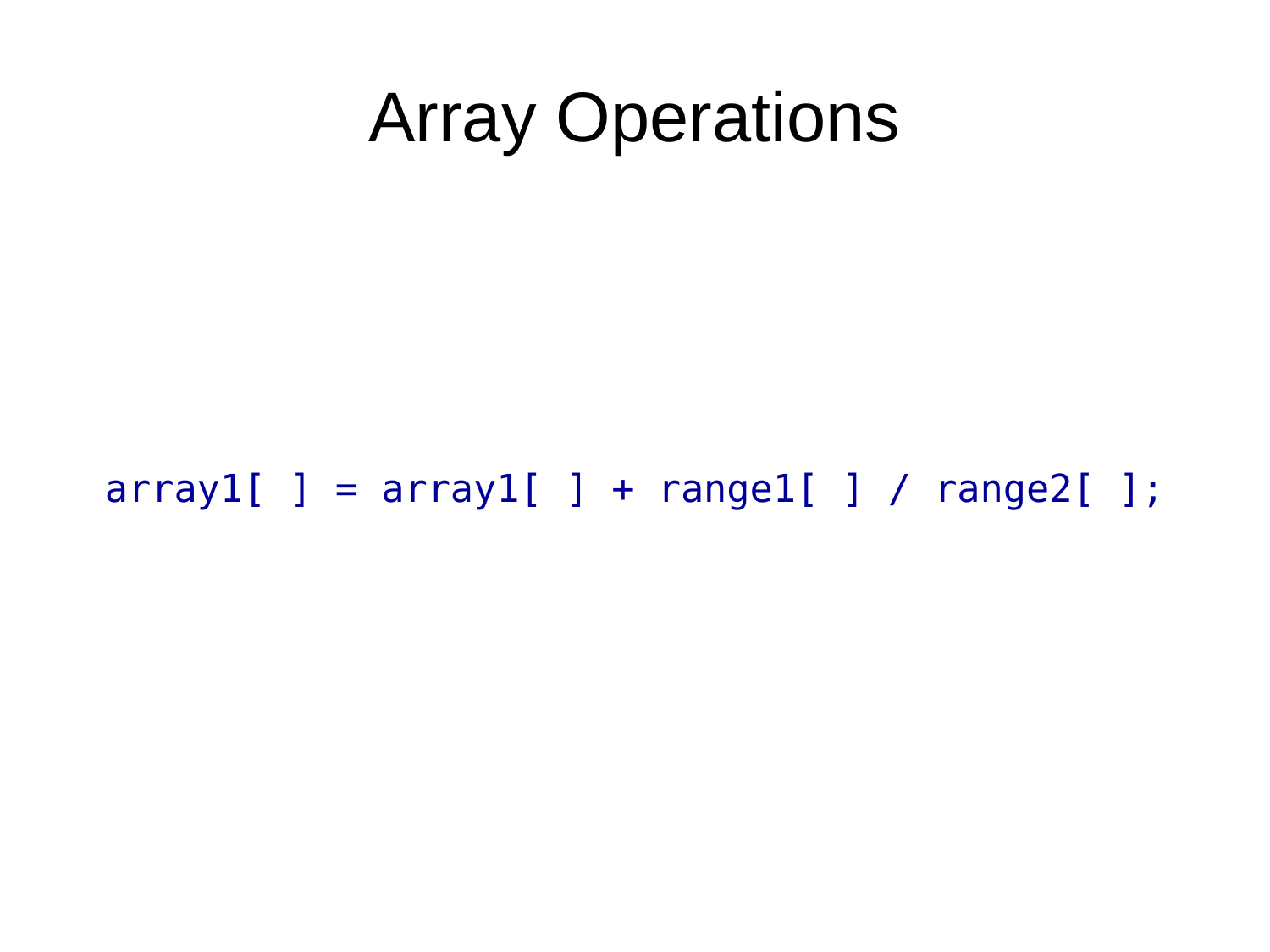# Array Operations

```
array1[ ] = array1[ ] + range1[ ] / range2[ ];
```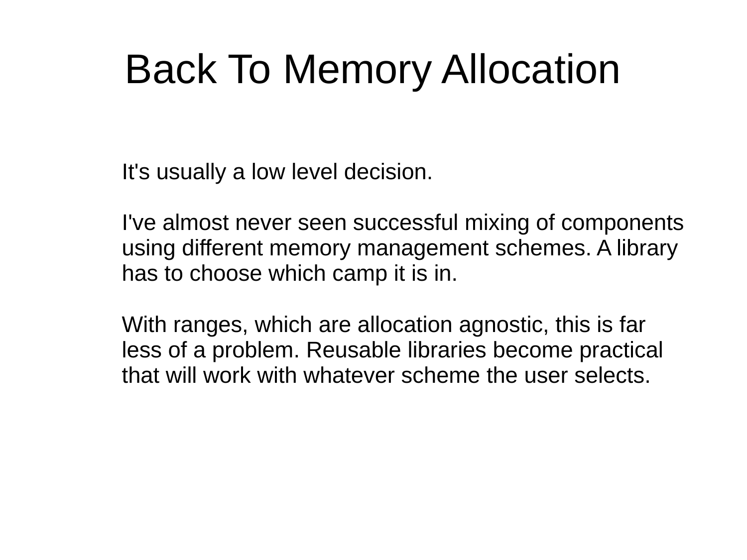# Back To Memory Allocation

It's usually a low level decision.

I've almost never seen successful mixing of components using different memory management schemes. A library has to choose which camp it is in.

With ranges, which are allocation agnostic, this is far less of a problem. Reusable libraries become practical that will work with whatever scheme the user selects.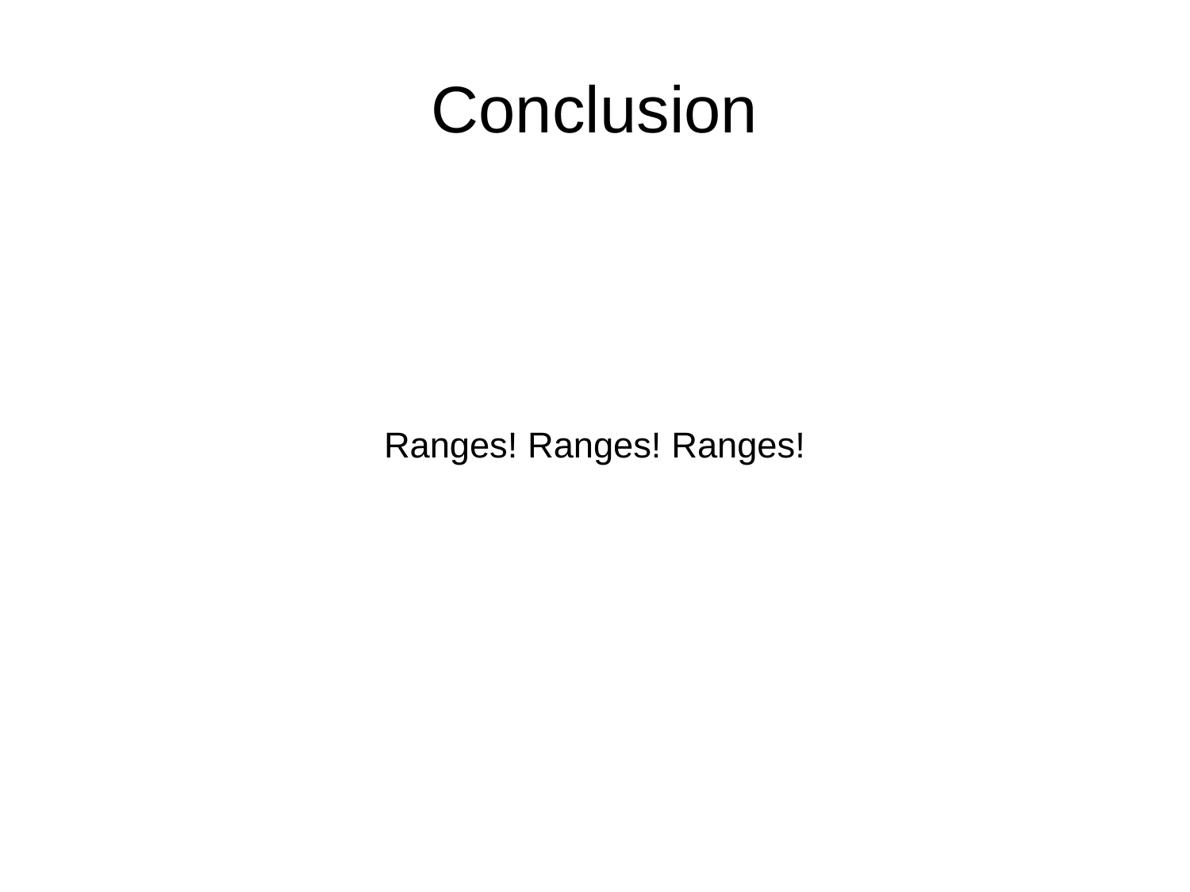# Conclusion

Ranges! Ranges! Ranges!